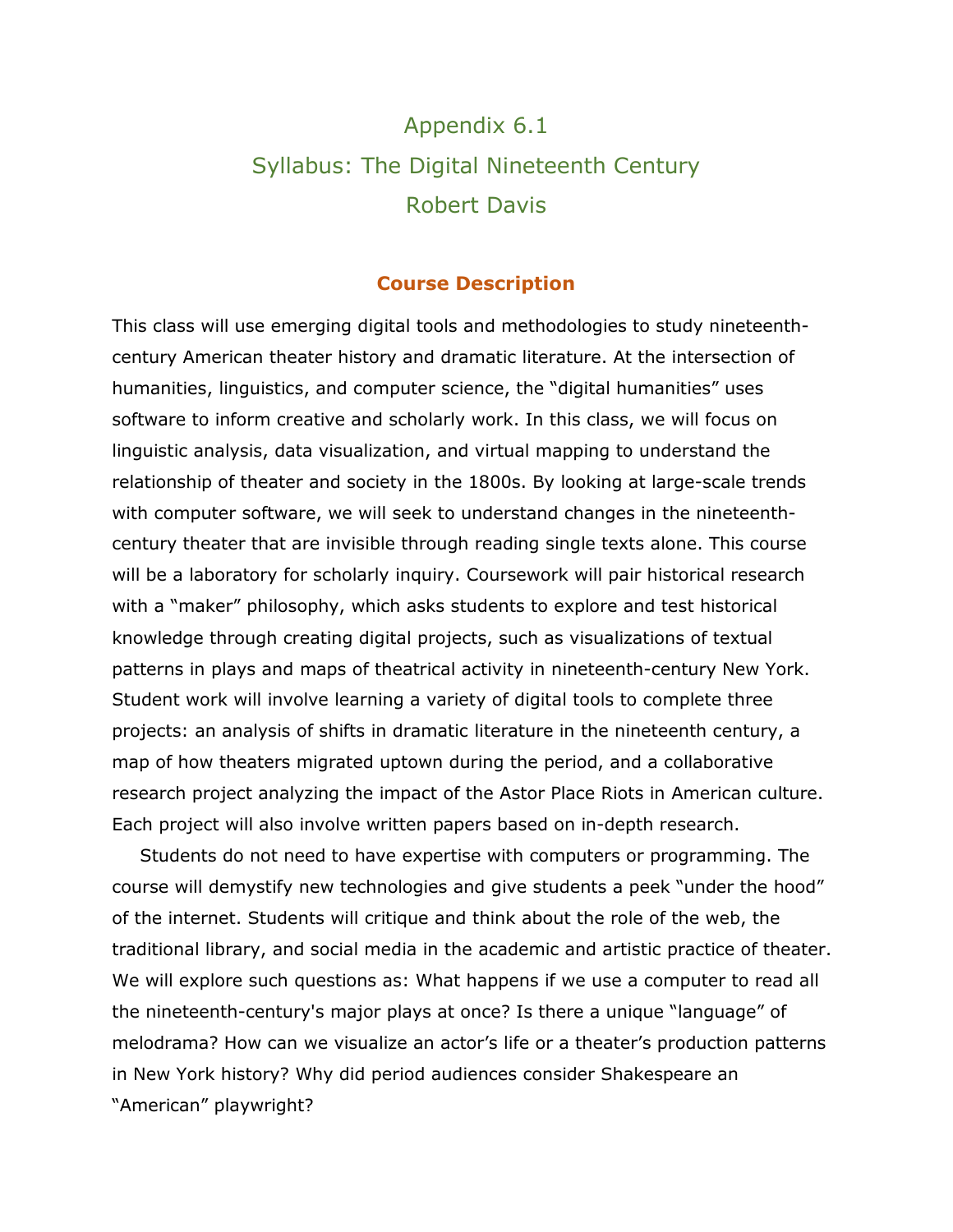# Appendix 6.1
# Syllabus: The Digital Nineteenth Century
# Robert Davis

## Course Description

This class will use emerging digital tools and methodologies to study nineteenth-century American theater history and dramatic literature. At the intersection of humanities, linguistics, and computer science, the "digital humanities" uses software to inform creative and scholarly work. In this class, we will focus on linguistic analysis, data visualization, and virtual mapping to understand the relationship of theater and society in the 1800s. By looking at large-scale trends with computer software, we will seek to understand changes in the nineteenth-century theater that are invisible through reading single texts alone. This course will be a laboratory for scholarly inquiry. Coursework will pair historical research with a "maker" philosophy, which asks students to explore and test historical knowledge through creating digital projects, such as visualizations of textual patterns in plays and maps of theatrical activity in nineteenth-century New York. Student work will involve learning a variety of digital tools to complete three projects: an analysis of shifts in dramatic literature in the nineteenth century, a map of how theaters migrated uptown during the period, and a collaborative research project analyzing the impact of the Astor Place Riots in American culture. Each project will also involve written papers based on in-depth research.

Students do not need to have expertise with computers or programming. The course will demystify new technologies and give students a peek "under the hood" of the internet. Students will critique and think about the role of the web, the traditional library, and social media in the academic and artistic practice of theater. We will explore such questions as: What happens if we use a computer to read all the nineteenth-century's major plays at once? Is there a unique "language" of melodrama? How can we visualize an actor's life or a theater's production patterns in New York history? Why did period audiences consider Shakespeare an "American" playwright?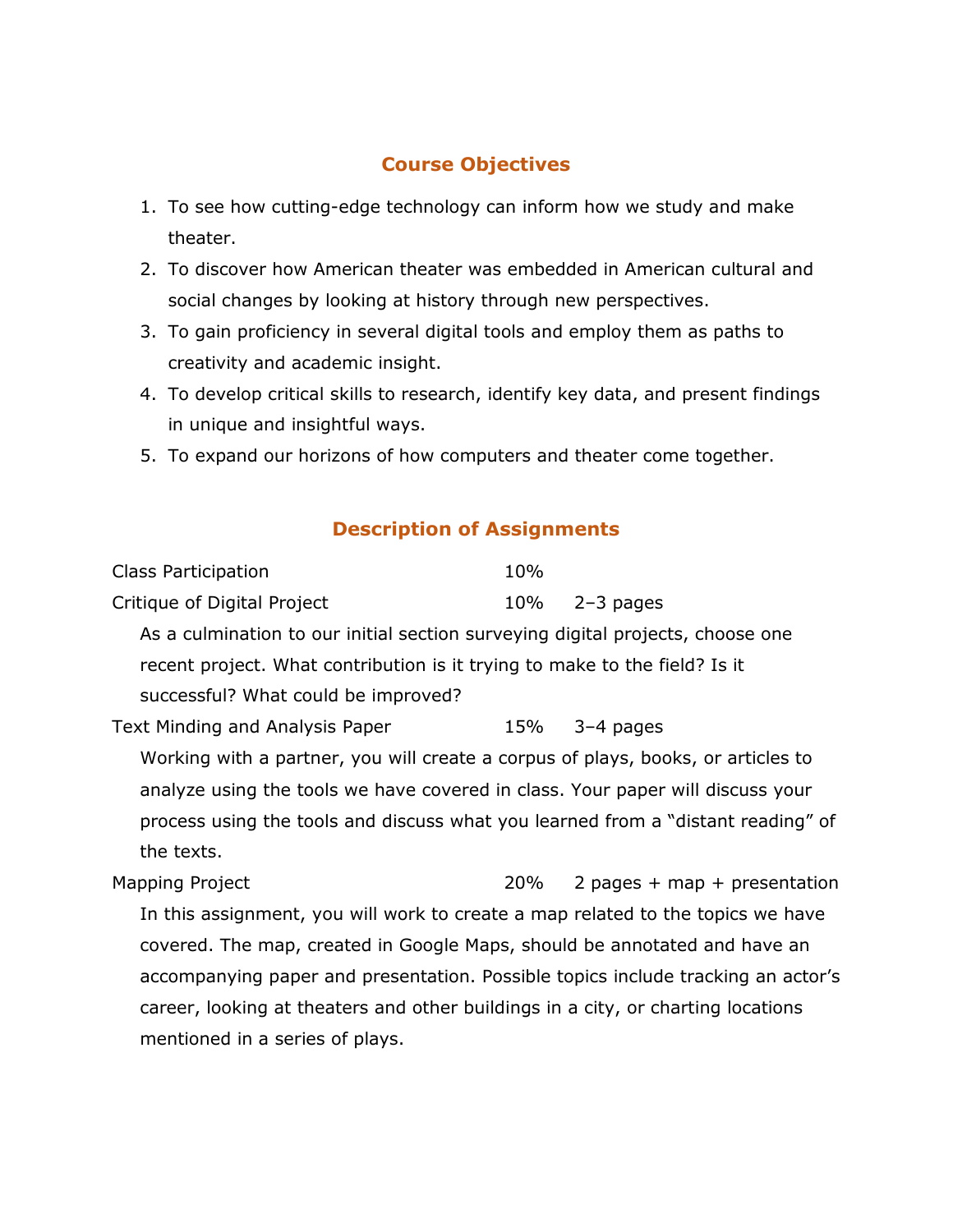## Course Objectives

1. To see how cutting-edge technology can inform how we study and make theater.
2. To discover how American theater was embedded in American cultural and social changes by looking at history through new perspectives.
3. To gain proficiency in several digital tools and employ them as paths to creativity and academic insight.
4. To develop critical skills to research, identify key data, and present findings in unique and insightful ways.
5. To expand our horizons of how computers and theater come together.

## Description of Assignments

| | | |
|---|---|---|
| Class Participation | 10% | |
| Critique of Digital Project | 10% | 2–3 pages |

As a culmination to our initial section surveying digital projects, choose one recent project. What contribution is it trying to make to the field? Is it successful? What could be improved?

| | | |
|---|---|---|
| Text Minding and Analysis Paper | 15% | 3–4 pages |

Working with a partner, you will create a corpus of plays, books, or articles to analyze using the tools we have covered in class. Your paper will discuss your process using the tools and discuss what you learned from a "distant reading" of the texts.

| | | |
|---|---|---|
| Mapping Project | 20% | 2 pages + map + presentation |

In this assignment, you will work to create a map related to the topics we have covered. The map, created in Google Maps, should be annotated and have an accompanying paper and presentation. Possible topics include tracking an actor's career, looking at theaters and other buildings in a city, or charting locations mentioned in a series of plays.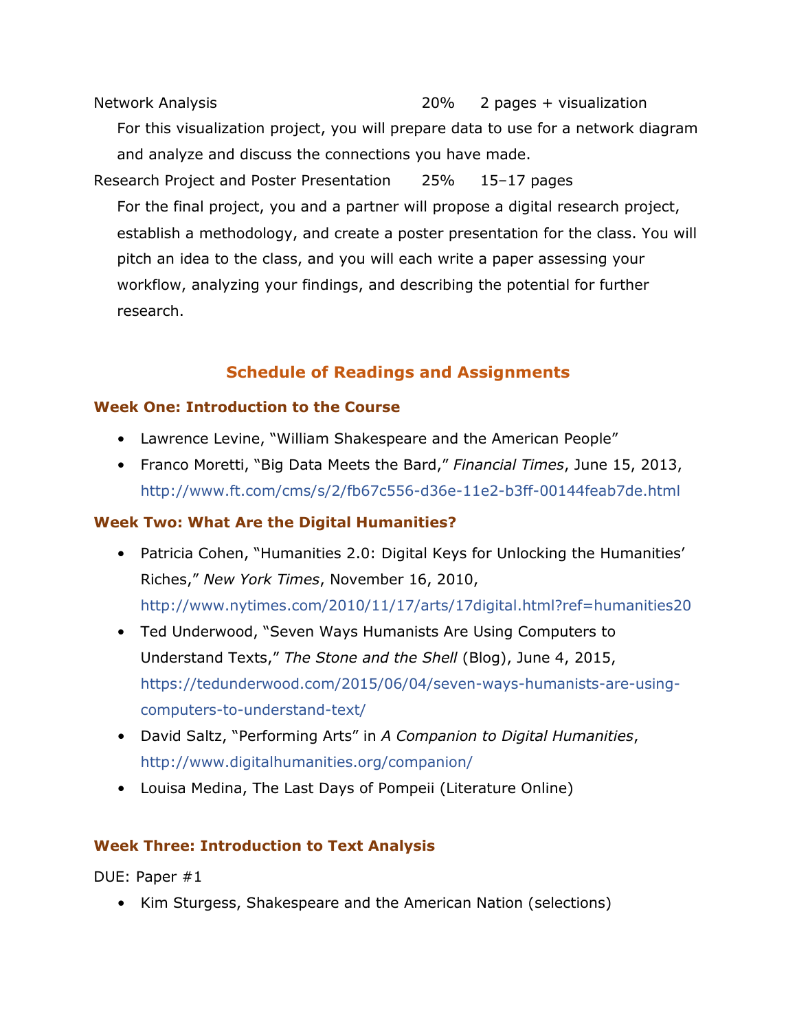Network Analysis 20% 2 pages + visualization

For this visualization project, you will prepare data to use for a network diagram and analyze and discuss the connections you have made.

Research Project and Poster Presentation 25% 15–17 pages

For the final project, you and a partner will propose a digital research project, establish a methodology, and create a poster presentation for the class. You will pitch an idea to the class, and you will each write a paper assessing your workflow, analyzing your findings, and describing the potential for further research.

## Schedule of Readings and Assignments

### Week One: Introduction to the Course

- Lawrence Levine, "William Shakespeare and the American People"
- Franco Moretti, "Big Data Meets the Bard," *Financial Times*, June 15, 2013, http://www.ft.com/cms/s/2/fb67c556-d36e-11e2-b3ff-00144feab7de.html

### Week Two: What Are the Digital Humanities?

- Patricia Cohen, "Humanities 2.0: Digital Keys for Unlocking the Humanities' Riches," *New York Times*, November 16, 2010, http://www.nytimes.com/2010/11/17/arts/17digital.html?ref=humanities20
- Ted Underwood, "Seven Ways Humanists Are Using Computers to Understand Texts," *The Stone and the Shell* (Blog), June 4, 2015, https://tedunderwood.com/2015/06/04/seven-ways-humanists-are-using-computers-to-understand-text/
- David Saltz, "Performing Arts" in *A Companion to Digital Humanities*, http://www.digitalhumanities.org/companion/
- Louisa Medina, The Last Days of Pompeii (Literature Online)

### Week Three: Introduction to Text Analysis

DUE: Paper #1

- Kim Sturgess, Shakespeare and the American Nation (selections)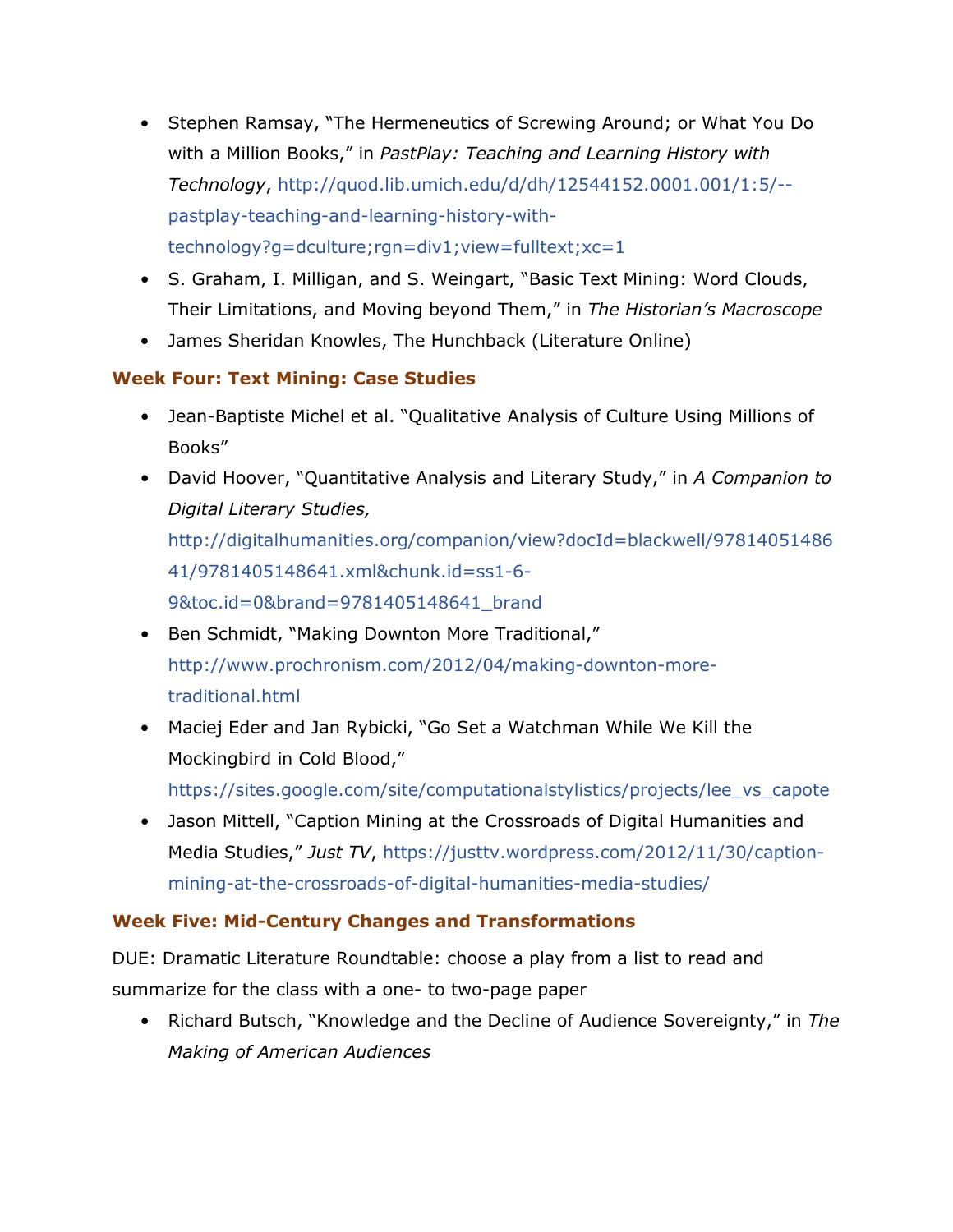- Stephen Ramsay, "The Hermeneutics of Screwing Around; or What You Do with a Million Books," in *PastPlay: Teaching and Learning History with Technology*, http://quod.lib.umich.edu/d/dh/12544152.0001.001/1:5/--pastplay-teaching-and-learning-history-with-technology?g=dculture;rgn=div1;view=fulltext;xc=1
- S. Graham, I. Milligan, and S. Weingart, "Basic Text Mining: Word Clouds, Their Limitations, and Moving beyond Them," in *The Historian's Macroscope*
- James Sheridan Knowles, The Hunchback (Literature Online)

### Week Four: Text Mining: Case Studies

- Jean-Baptiste Michel et al. "Qualitative Analysis of Culture Using Millions of Books"
- David Hoover, "Quantitative Analysis and Literary Study," in *A Companion to Digital Literary Studies,* http://digitalhumanities.org/companion/view?docId=blackwell/9781405148641/9781405148641.xml&chunk.id=ss1-6-9&toc.id=0&brand=9781405148641_brand
- Ben Schmidt, "Making Downton More Traditional," http://www.prochronism.com/2012/04/making-downton-more-traditional.html
- Maciej Eder and Jan Rybicki, "Go Set a Watchman While We Kill the Mockingbird in Cold Blood," https://sites.google.com/site/computationalstylistics/projects/lee_vs_capote
- Jason Mittell, "Caption Mining at the Crossroads of Digital Humanities and Media Studies," *Just TV*, https://justtv.wordpress.com/2012/11/30/caption-mining-at-the-crossroads-of-digital-humanities-media-studies/

### Week Five: Mid-Century Changes and Transformations

DUE: Dramatic Literature Roundtable: choose a play from a list to read and summarize for the class with a one- to two-page paper

- Richard Butsch, "Knowledge and the Decline of Audience Sovereignty," in *The Making of American Audiences*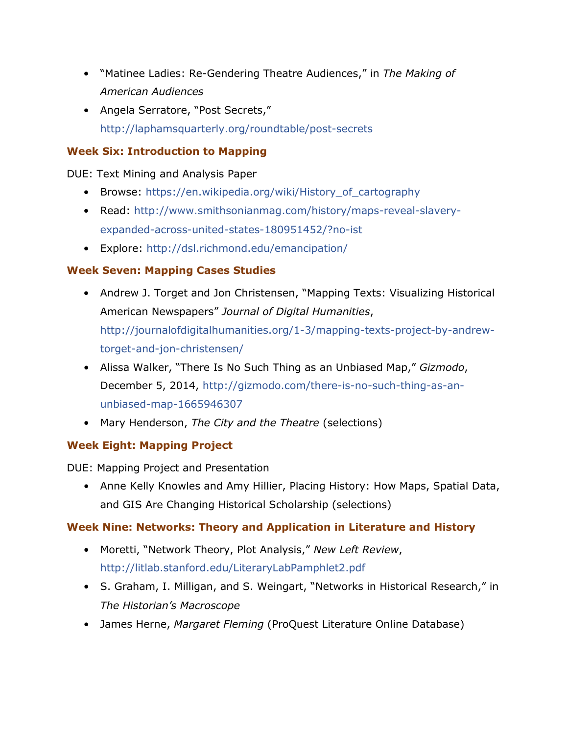- "Matinee Ladies: Re-Gendering Theatre Audiences," in *The Making of American Audiences*
- Angela Serratore, "Post Secrets," http://laphamsquarterly.org/roundtable/post-secrets

### Week Six: Introduction to Mapping

DUE: Text Mining and Analysis Paper

- Browse: https://en.wikipedia.org/wiki/History_of_cartography
- Read: http://www.smithsonianmag.com/history/maps-reveal-slavery-expanded-across-united-states-180951452/?no-ist
- Explore: http://dsl.richmond.edu/emancipation/

### Week Seven: Mapping Cases Studies

- Andrew J. Torget and Jon Christensen, "Mapping Texts: Visualizing Historical American Newspapers" *Journal of Digital Humanities*, http://journalofdigitalhumanities.org/1-3/mapping-texts-project-by-andrew-torget-and-jon-christensen/
- Alissa Walker, "There Is No Such Thing as an Unbiased Map," *Gizmodo*, December 5, 2014, http://gizmodo.com/there-is-no-such-thing-as-an-unbiased-map-1665946307
- Mary Henderson, *The City and the Theatre* (selections)

### Week Eight: Mapping Project

DUE: Mapping Project and Presentation

- Anne Kelly Knowles and Amy Hillier, Placing History: How Maps, Spatial Data, and GIS Are Changing Historical Scholarship (selections)

### Week Nine: Networks: Theory and Application in Literature and History

- Moretti, "Network Theory, Plot Analysis," *New Left Review*, http://litlab.stanford.edu/LiteraryLabPamphlet2.pdf
- S. Graham, I. Milligan, and S. Weingart, "Networks in Historical Research," in *The Historian's Macroscope*
- James Herne, *Margaret Fleming* (ProQuest Literature Online Database)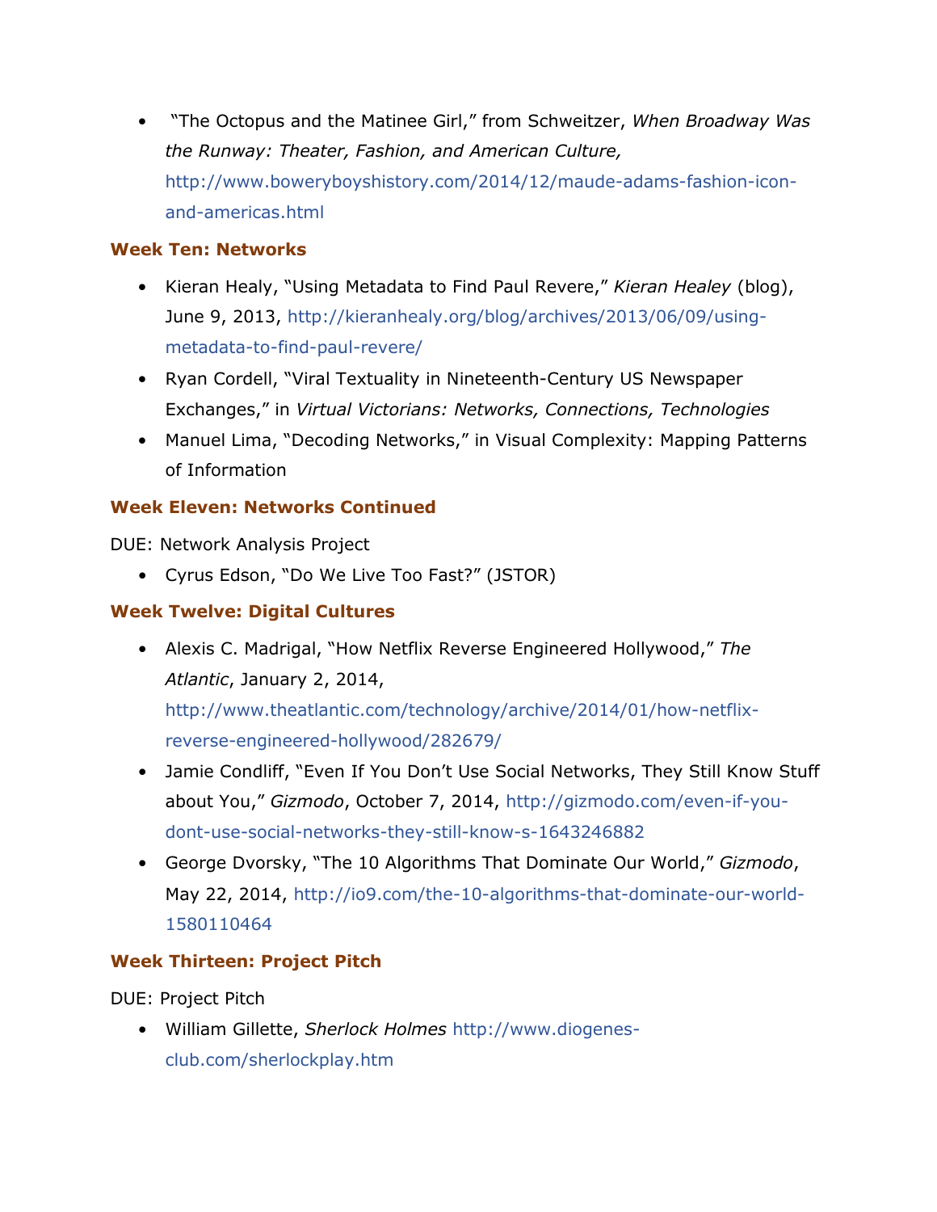- "The Octopus and the Matinee Girl," from Schweitzer, *When Broadway Was the Runway: Theater, Fashion, and American Culture,* http://www.boweryboyshistory.com/2014/12/maude-adams-fashion-icon-and-americas.html

### Week Ten: Networks

- Kieran Healy, "Using Metadata to Find Paul Revere," *Kieran Healey* (blog), June 9, 2013, http://kieranhealy.org/blog/archives/2013/06/09/using-metadata-to-find-paul-revere/
- Ryan Cordell, "Viral Textuality in Nineteenth-Century US Newspaper Exchanges," in *Virtual Victorians: Networks, Connections, Technologies*
- Manuel Lima, "Decoding Networks," in Visual Complexity: Mapping Patterns of Information

### Week Eleven: Networks Continued

DUE: Network Analysis Project

- Cyrus Edson, "Do We Live Too Fast?" (JSTOR)

### Week Twelve: Digital Cultures

- Alexis C. Madrigal, "How Netflix Reverse Engineered Hollywood," *The Atlantic*, January 2, 2014, http://www.theatlantic.com/technology/archive/2014/01/how-netflix-reverse-engineered-hollywood/282679/
- Jamie Condliff, "Even If You Don't Use Social Networks, They Still Know Stuff about You," *Gizmodo*, October 7, 2014, http://gizmodo.com/even-if-you-dont-use-social-networks-they-still-know-s-1643246882
- George Dvorsky, "The 10 Algorithms That Dominate Our World," *Gizmodo*, May 22, 2014, http://io9.com/the-10-algorithms-that-dominate-our-world-1580110464

### Week Thirteen: Project Pitch

DUE: Project Pitch

- William Gillette, *Sherlock Holmes* http://www.diogenes-club.com/sherlockplay.htm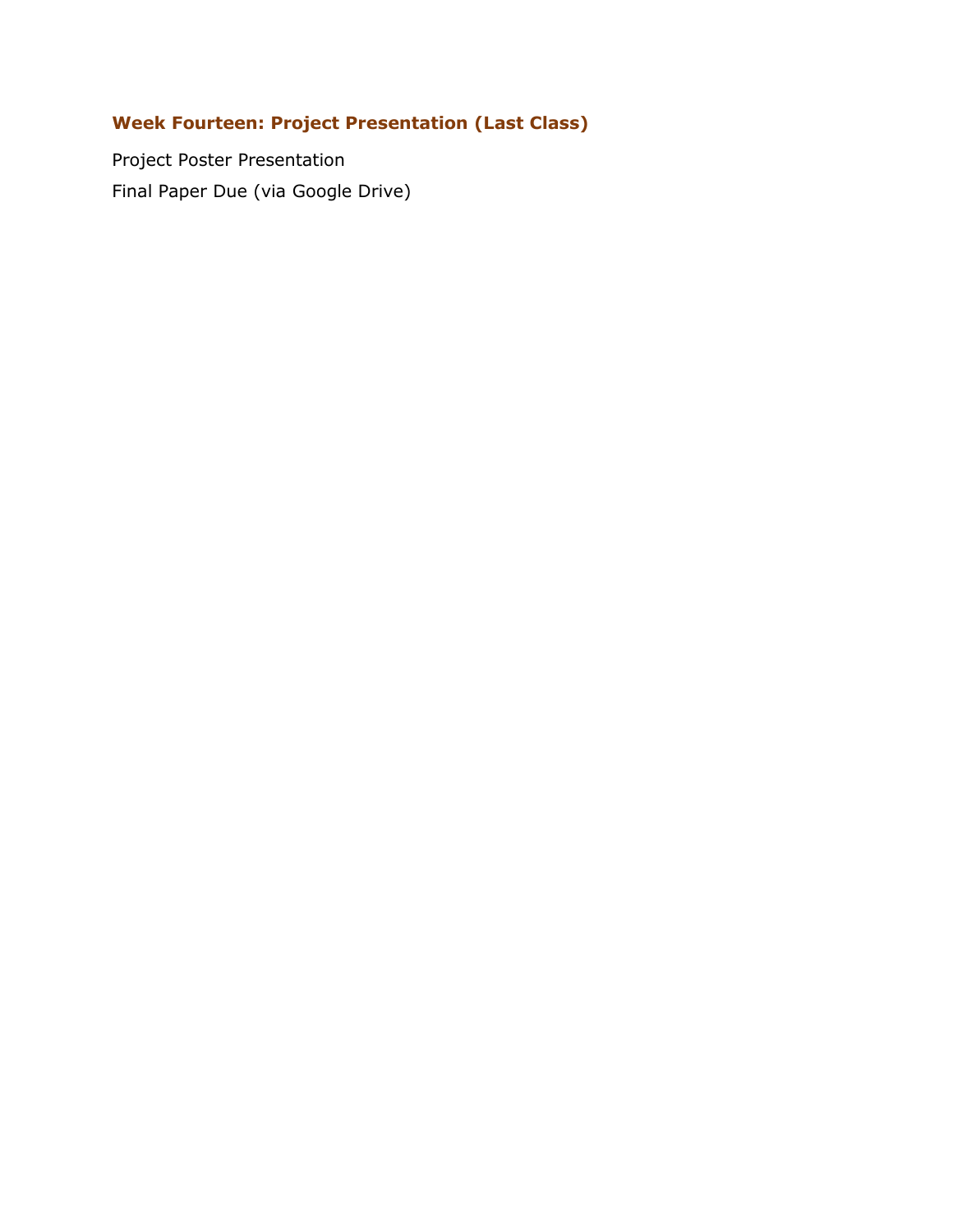### Week Fourteen: Project Presentation (Last Class)

Project Poster Presentation

Final Paper Due (via Google Drive)